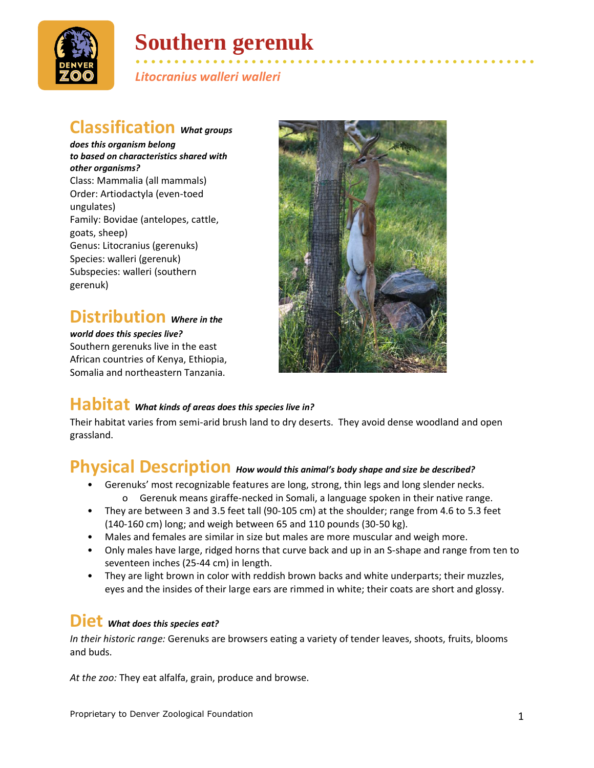# Southern gerenuk

*Litocranius walleri walleri*

## Classification *What groups does this organism belong to based on characteristics shared with other organisms?*

Class: Mammalia (all mammals)
Order: Artiodactyla (even-toed ungulates)
Family: Bovidae (antelopes, cattle, goats, sheep)
Genus: Litocranius (gerenuks)
Species: walleri (gerenuk)
Subspecies: walleri (southern gerenuk)

## Distribution *Where in the world does this species live?*

Southern gerenuks live in the east African countries of Kenya, Ethiopia, Somalia and northeastern Tanzania.

## Habitat *What kinds of areas does this species live in?*

Their habitat varies from semi-arid brush land to dry deserts. They avoid dense woodland and open grassland.

## Physical Description *How would this animal's body shape and size be described?*

- Gerenuks' most recognizable features are long, strong, thin legs and long slender necks.
  - Gerenuk means giraffe-necked in Somali, a language spoken in their native range.
- They are between 3 and 3.5 feet tall (90-105 cm) at the shoulder; range from 4.6 to 5.3 feet (140-160 cm) long; and weigh between 65 and 110 pounds (30-50 kg).
- Males and females are similar in size but males are more muscular and weigh more.
- Only males have large, ridged horns that curve back and up in an S-shape and range from ten to seventeen inches (25-44 cm) in length.
- They are light brown in color with reddish brown backs and white underparts; their muzzles, eyes and the insides of their large ears are rimmed in white; their coats are short and glossy.

## Diet *What does this species eat?*

*In their historic range:* Gerenuks are browsers eating a variety of tender leaves, shoots, fruits, blooms and buds.

*At the zoo:* They eat alfalfa, grain, produce and browse.

Proprietary to Denver Zoological Foundation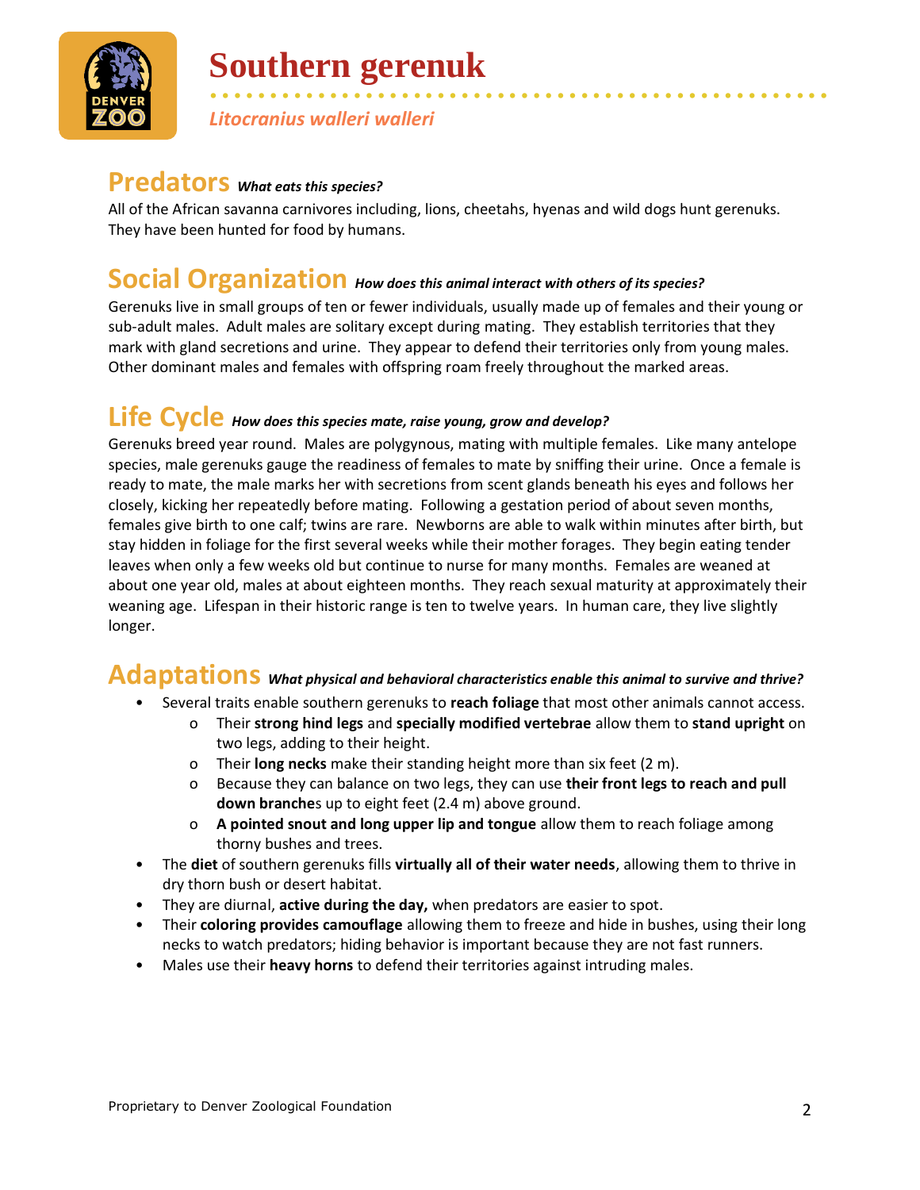# Southern gerenuk

*Litocranius walleri walleri*

## Predators *What eats this species?*

All of the African savanna carnivores including, lions, cheetahs, hyenas and wild dogs hunt gerenuks. They have been hunted for food by humans.

## Social Organization *How does this animal interact with others of its species?*

Gerenuks live in small groups of ten or fewer individuals, usually made up of females and their young or sub-adult males. Adult males are solitary except during mating. They establish territories that they mark with gland secretions and urine. They appear to defend their territories only from young males. Other dominant males and females with offspring roam freely throughout the marked areas.

## Life Cycle *How does this species mate, raise young, grow and develop?*

Gerenuks breed year round. Males are polygynous, mating with multiple females. Like many antelope species, male gerenuks gauge the readiness of females to mate by sniffing their urine. Once a female is ready to mate, the male marks her with secretions from scent glands beneath his eyes and follows her closely, kicking her repeatedly before mating. Following a gestation period of about seven months, females give birth to one calf; twins are rare. Newborns are able to walk within minutes after birth, but stay hidden in foliage for the first several weeks while their mother forages. They begin eating tender leaves when only a few weeks old but continue to nurse for many months. Females are weaned at about one year old, males at about eighteen months. They reach sexual maturity at approximately their weaning age. Lifespan in their historic range is ten to twelve years. In human care, they live slightly longer.

## Adaptations *What physical and behavioral characteristics enable this animal to survive and thrive?*

- Several traits enable southern gerenuks to **reach foliage** that most other animals cannot access.
  - Their **strong hind legs** and **specially modified vertebrae** allow them to **stand upright** on two legs, adding to their height.
  - Their **long necks** make their standing height more than six feet (2 m).
  - Because they can balance on two legs, they can use **their front legs to reach and pull down branche**s up to eight feet (2.4 m) above ground.
  - **A pointed snout and long upper lip and tongue** allow them to reach foliage among thorny bushes and trees.
- The **diet** of southern gerenuks fills **virtually all of their water needs**, allowing them to thrive in dry thorn bush or desert habitat.
- They are diurnal, **active during the day,** when predators are easier to spot.
- Their **coloring provides camouflage** allowing them to freeze and hide in bushes, using their long necks to watch predators; hiding behavior is important because they are not fast runners.
- Males use their **heavy horns** to defend their territories against intruding males.

Proprietary to Denver Zoological Foundation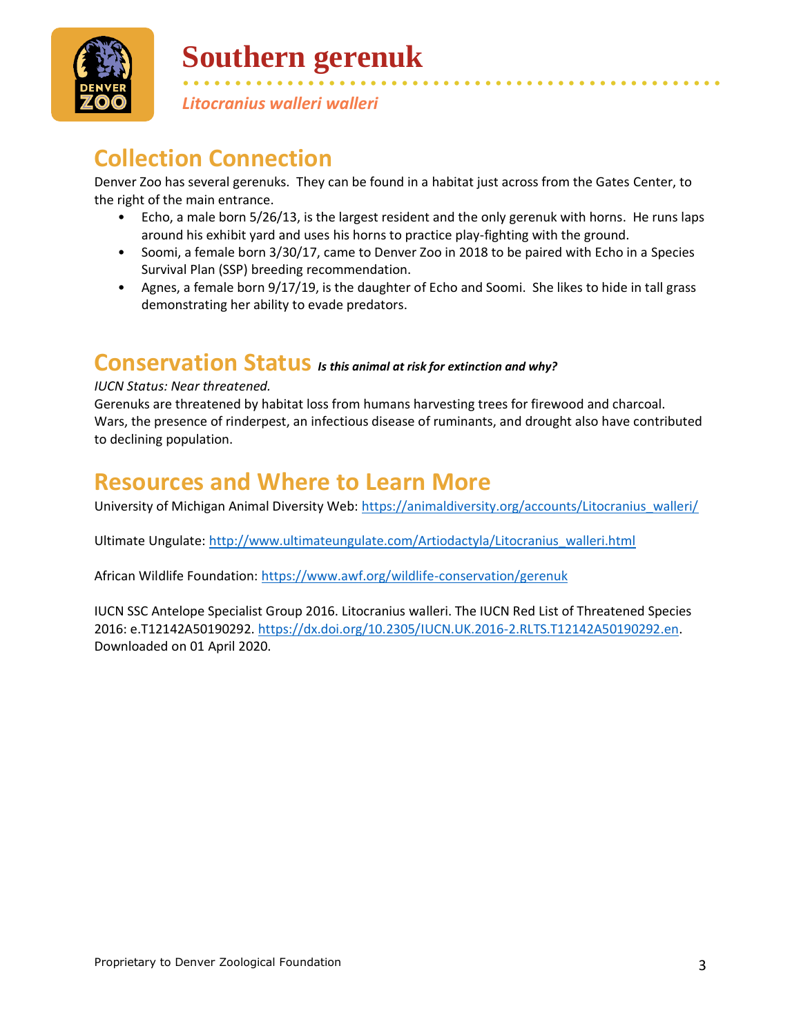# Southern gerenuk

*Litocranius walleri walleri*

## Collection Connection

Denver Zoo has several gerenuks. They can be found in a habitat just across from the Gates Center, to the right of the main entrance.

- Echo, a male born 5/26/13, is the largest resident and the only gerenuk with horns. He runs laps around his exhibit yard and uses his horns to practice play-fighting with the ground.
- Soomi, a female born 3/30/17, came to Denver Zoo in 2018 to be paired with Echo in a Species Survival Plan (SSP) breeding recommendation.
- Agnes, a female born 9/17/19, is the daughter of Echo and Soomi. She likes to hide in tall grass demonstrating her ability to evade predators.

## Conservation Status ***Is this animal at risk for extinction and why?***

*IUCN Status: Near threatened.*

Gerenuks are threatened by habitat loss from humans harvesting trees for firewood and charcoal. Wars, the presence of rinderpest, an infectious disease of ruminants, and drought also have contributed to declining population.

## Resources and Where to Learn More

University of Michigan Animal Diversity Web: https://animaldiversity.org/accounts/Litocranius_walleri/

Ultimate Ungulate: http://www.ultimateungulate.com/Artiodactyla/Litocranius_walleri.html

African Wildlife Foundation: https://www.awf.org/wildlife-conservation/gerenuk

IUCN SSC Antelope Specialist Group 2016. Litocranius walleri. The IUCN Red List of Threatened Species 2016: e.T12142A50190292. https://dx.doi.org/10.2305/IUCN.UK.2016-2.RLTS.T12142A50190292.en. Downloaded on 01 April 2020.

Proprietary to Denver Zoological Foundation